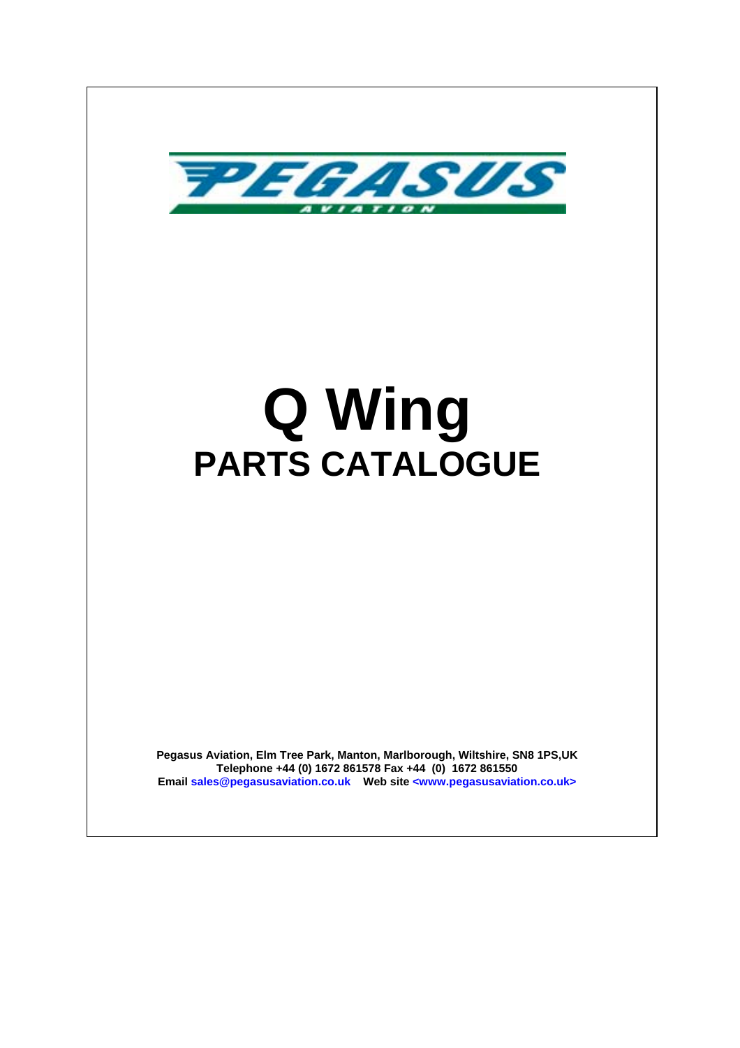PEGASUS

AVIATION

# Q Wing

## PARTS CATALOGUE

**Pegasus Aviation, Elm Tree Park, Manton, Marlborough, Wiltshire, SN8 1PS,UK**
**Telephone +44 (0) 1672 861578 Fax +44 (0) 1672 861550**
**Email sales@pegasusaviation.co.uk Web site <www.pegasusaviation.co.uk>**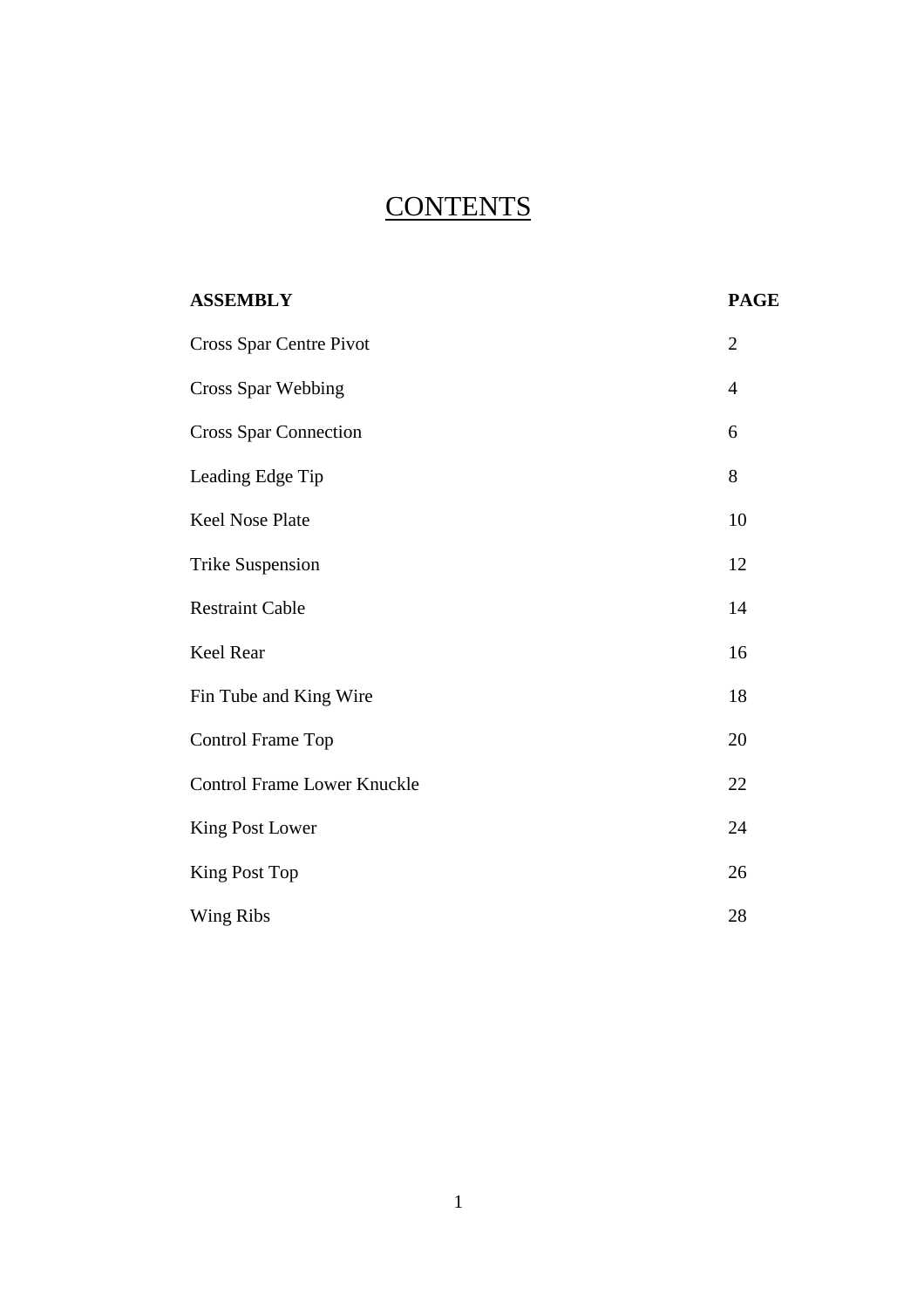# CONTENTS

| ASSEMBLY | PAGE |
| --- | --- |
| Cross Spar Centre Pivot | 2 |
| Cross Spar Webbing | 4 |
| Cross Spar Connection | 6 |
| Leading Edge Tip | 8 |
| Keel Nose Plate | 10 |
| Trike Suspension | 12 |
| Restraint Cable | 14 |
| Keel Rear | 16 |
| Fin Tube and King Wire | 18 |
| Control Frame Top | 20 |
| Control Frame Lower Knuckle | 22 |
| King Post Lower | 24 |
| King Post Top | 26 |
| Wing Ribs | 28 |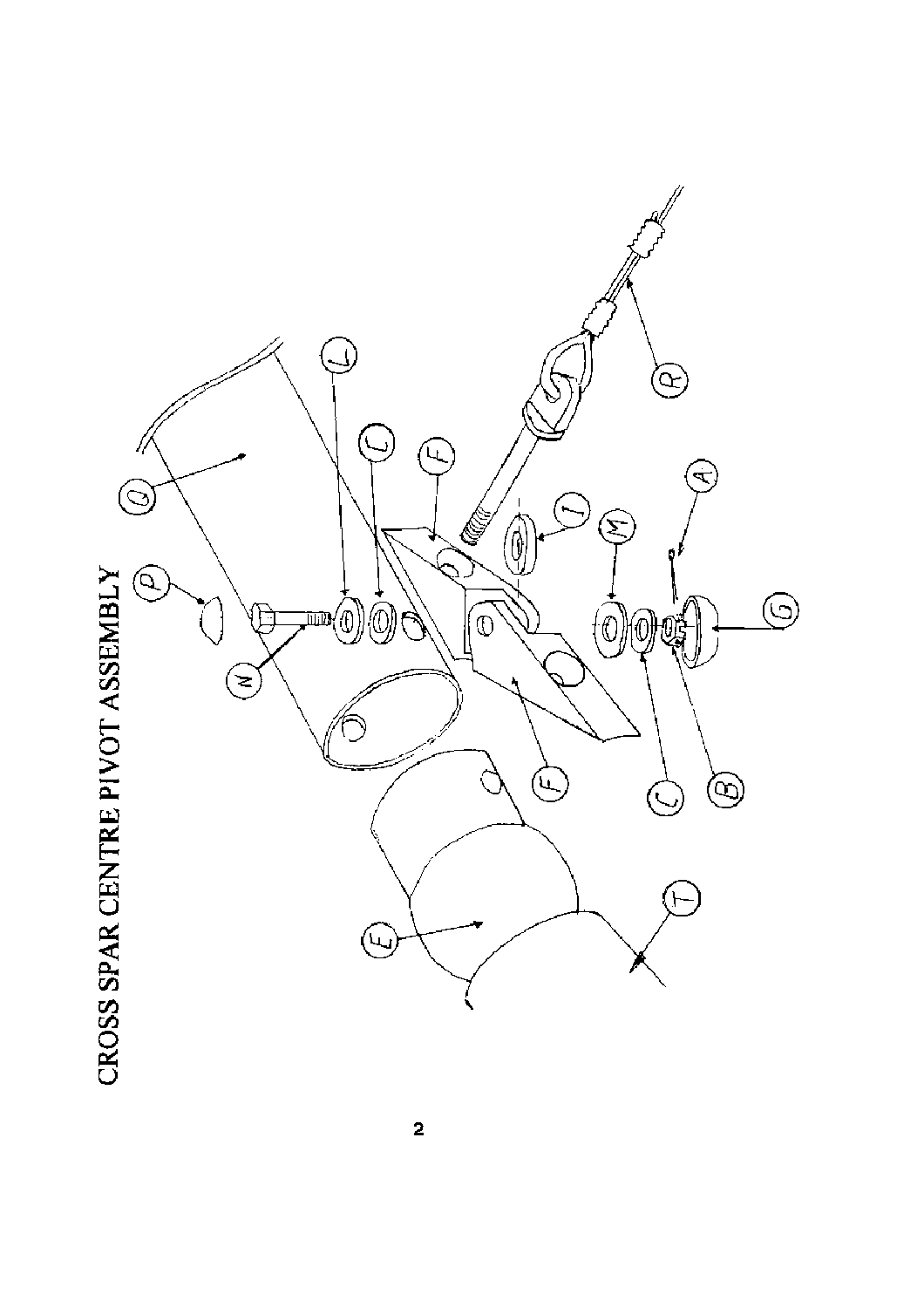# CROSS SPAR CENTRE PIVOT ASSEMBLY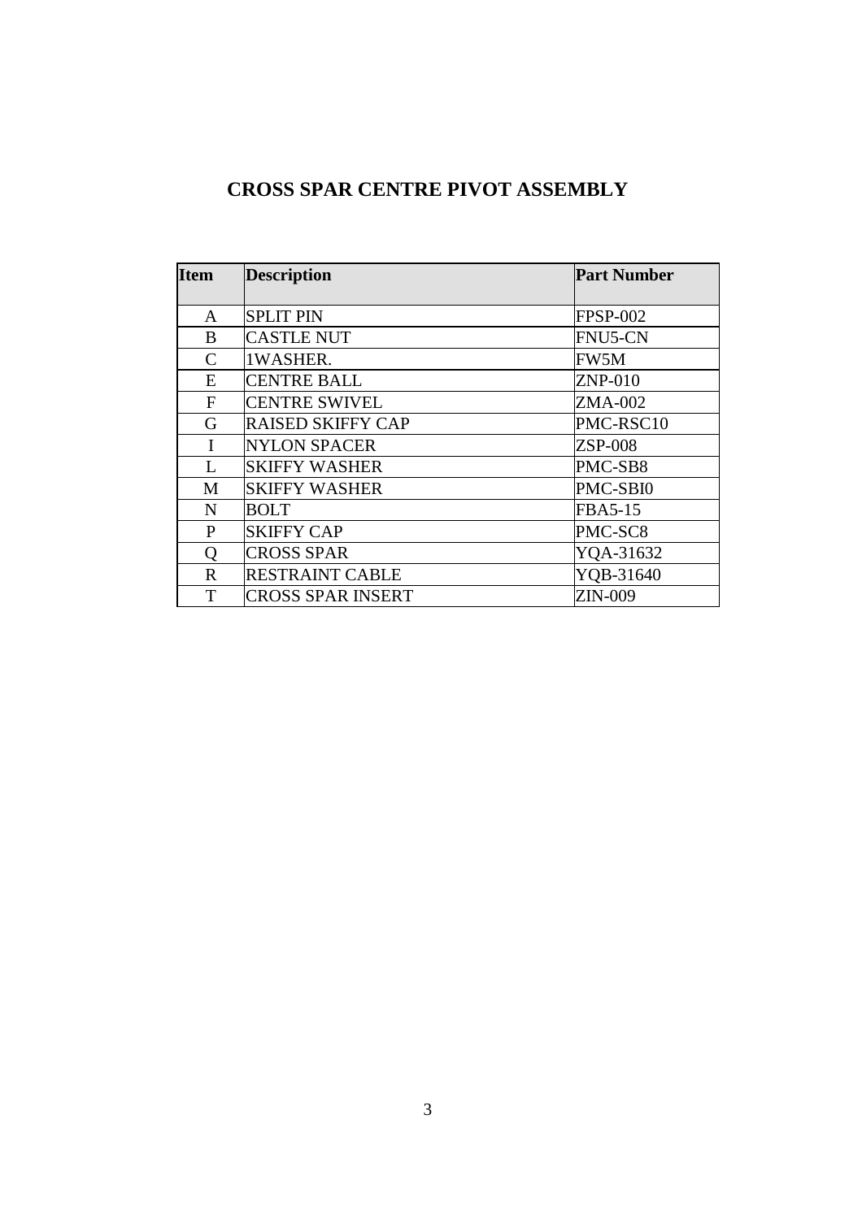# CROSS SPAR CENTRE PIVOT ASSEMBLY

| Item | Description | Part Number |
|---|---|---|
| A | SPLIT PIN | FPSP-002 |
| B | CASTLE NUT | FNU5-CN |
| C | 1WASHER. | FW5M |
| E | CENTRE BALL | ZNP-010 |
| F | CENTRE SWIVEL | ZMA-002 |
| G | RAISED SKIFFY CAP | PMC-RSC10 |
| I | NYLON SPACER | ZSP-008 |
| L | SKIFFY WASHER | PMC-SB8 |
| M | SKIFFY WASHER | PMC-SBI0 |
| N | BOLT | FBA5-15 |
| P | SKIFFY CAP | PMC-SC8 |
| Q | CROSS SPAR | YQA-31632 |
| R | RESTRAINT CABLE | YQB-31640 |
| T | CROSS SPAR INSERT | ZIN-009 |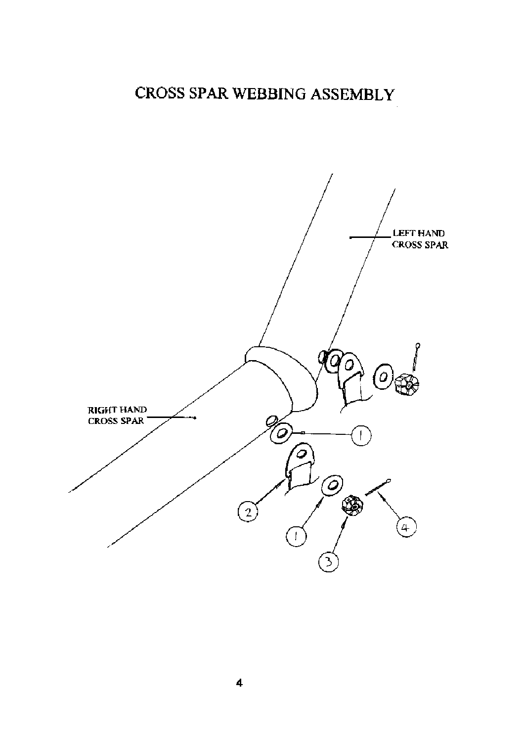# CROSS SPAR WEBBING ASSEMBLY

LEFT HAND CROSS SPAR

RIGHT HAND CROSS SPAR

1

2

1

3

4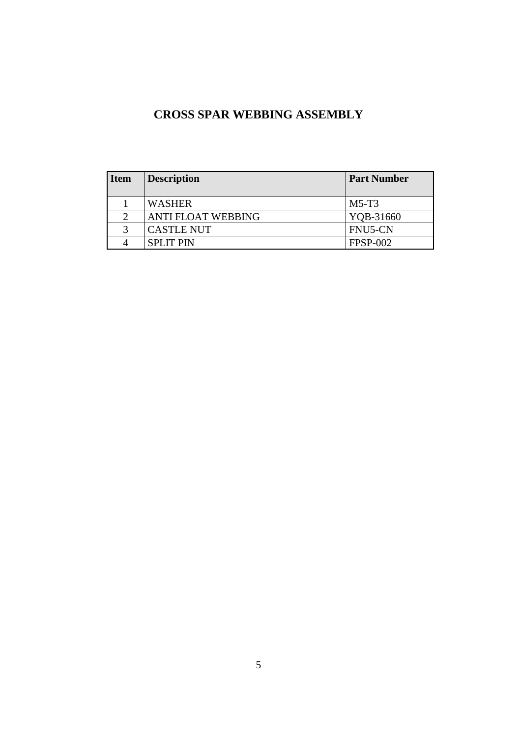# CROSS SPAR WEBBING ASSEMBLY

| Item | Description | Part Number |
|---|---|---|
| 1 | WASHER | M5-T3 |
| 2 | ANTI FLOAT WEBBING | YQB-31660 |
| 3 | CASTLE NUT | FNU5-CN |
| 4 | SPLIT PIN | FPSP-002 |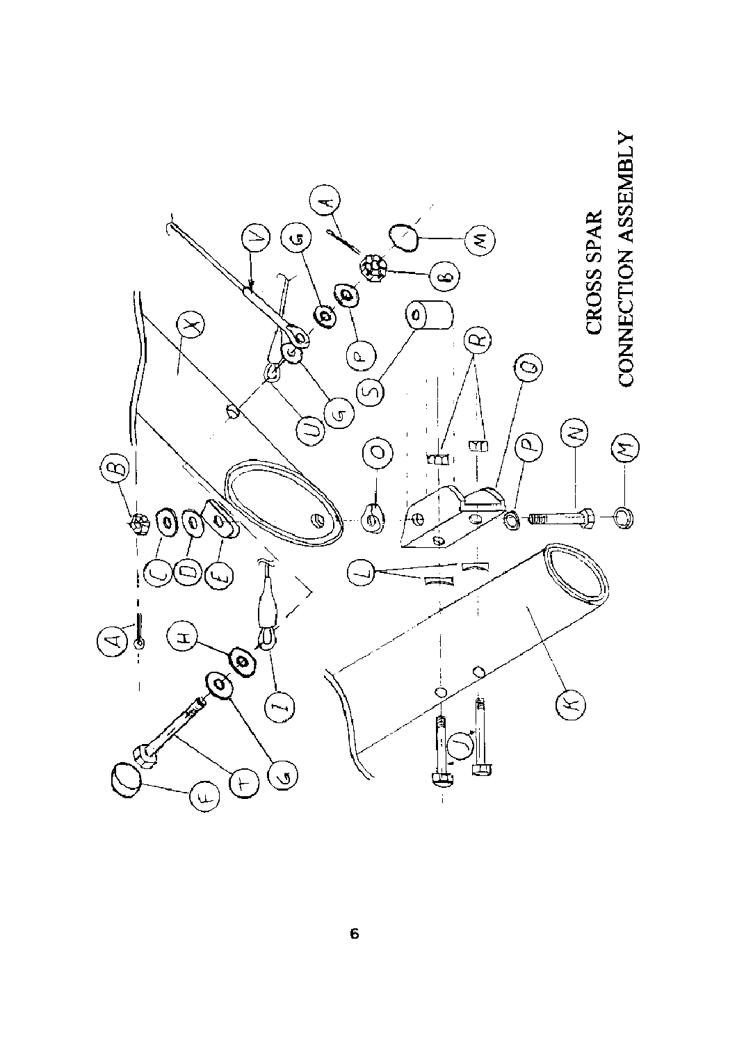# CROSS SPAR CONNECTION ASSEMBLY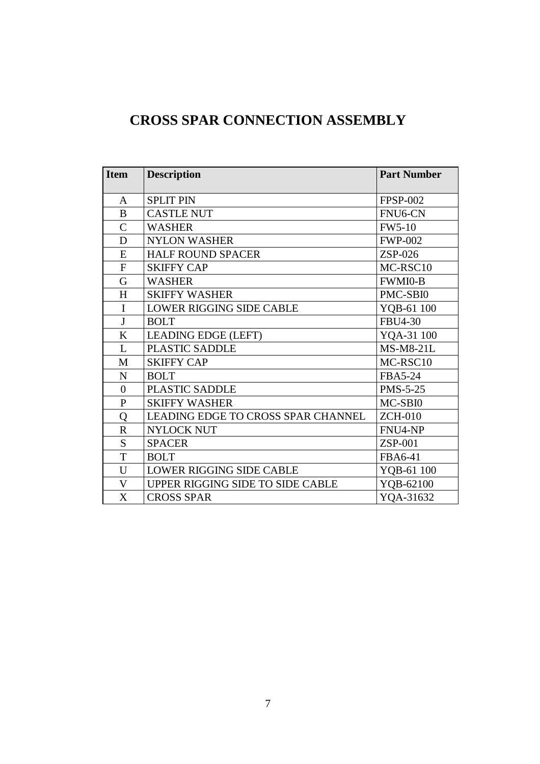# CROSS SPAR CONNECTION ASSEMBLY

| Item | Description | Part Number |
|---|---|---|
| A | SPLIT PIN | FPSP-002 |
| B | CASTLE NUT | FNU6-CN |
| C | WASHER | FW5-10 |
| D | NYLON WASHER | FWP-002 |
| E | HALF ROUND SPACER | ZSP-026 |
| F | SKIFFY CAP | MC-RSC10 |
| G | WASHER | FWMI0-B |
| H | SKIFFY WASHER | PMC-SBI0 |
| I | LOWER RIGGING SIDE CABLE | YQB-61 100 |
| J | BOLT | FBU4-30 |
| K | LEADING EDGE (LEFT) | YQA-31 100 |
| L | PLASTIC SADDLE | MS-M8-21L |
| M | SKIFFY CAP | MC-RSC10 |
| N | BOLT | FBA5-24 |
| 0 | PLASTIC SADDLE | PMS-5-25 |
| P | SKIFFY WASHER | MC-SBI0 |
| Q | LEADING EDGE TO CROSS SPAR CHANNEL | ZCH-010 |
| R | NYLOCK NUT | FNU4-NP |
| S | SPACER | ZSP-001 |
| T | BOLT | FBA6-41 |
| U | LOWER RIGGING SIDE CABLE | YQB-61 100 |
| V | UPPER RIGGING SIDE TO SIDE CABLE | YQB-62100 |
| X | CROSS SPAR | YQA-31632 |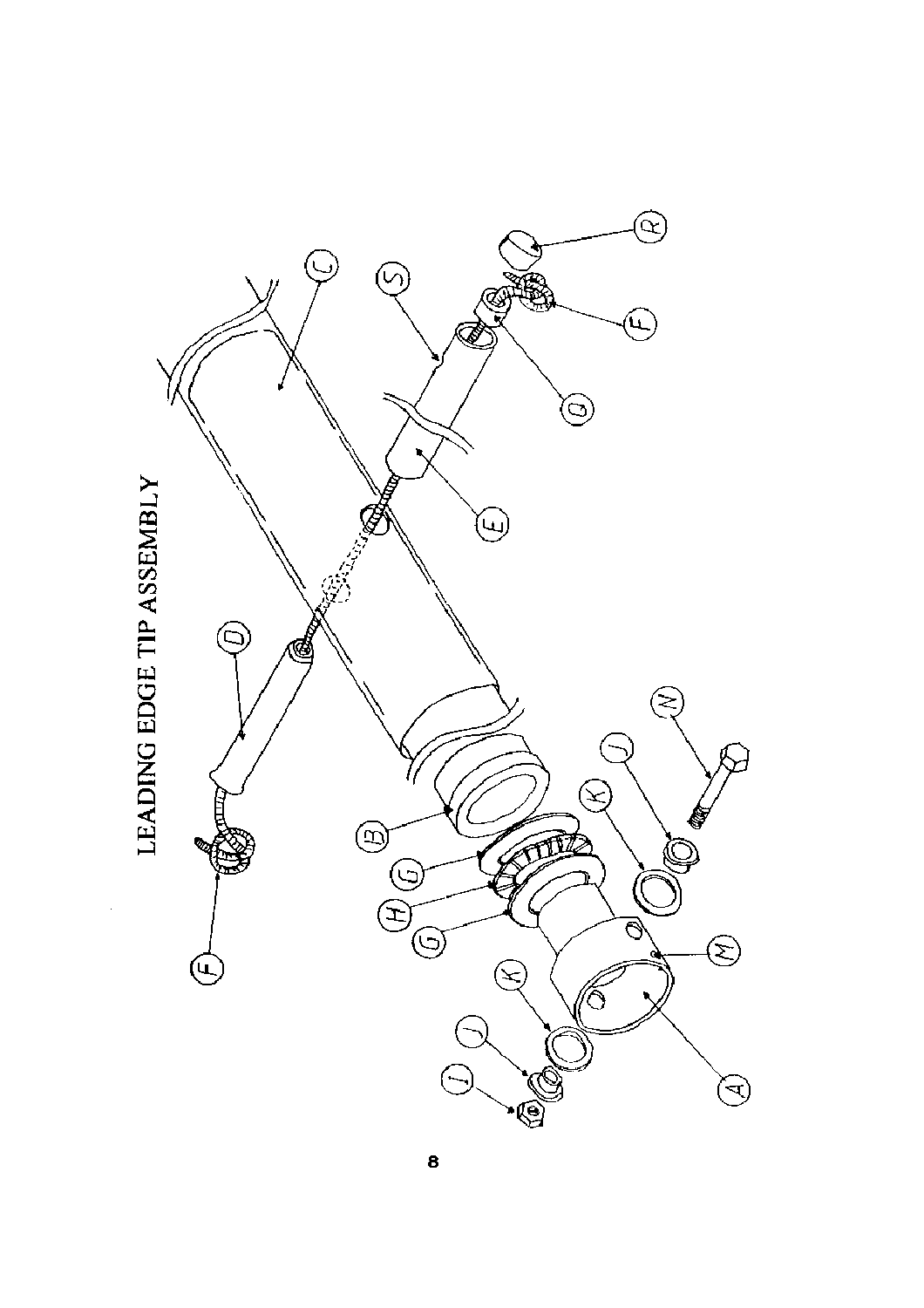# LEADING EDGE TIP ASSEMBLY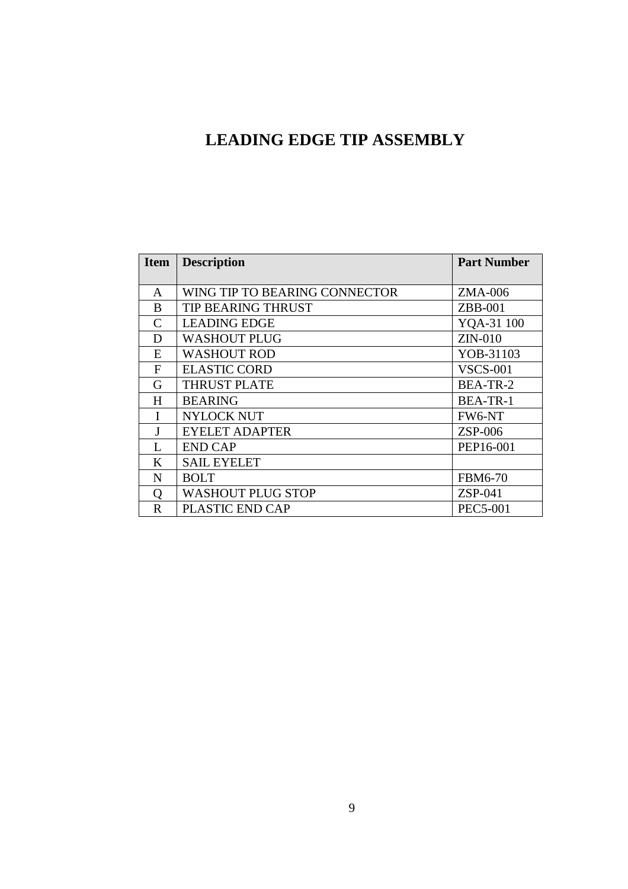# LEADING EDGE TIP ASSEMBLY

| Item | Description | Part Number |
| --- | --- | --- |
| A | WING TIP TO BEARING CONNECTOR | ZMA-006 |
| B | TIP BEARING THRUST | ZBB-001 |
| C | LEADING EDGE | YQA-31 100 |
| D | WASHOUT PLUG | ZIN-010 |
| E | WASHOUT ROD | YOB-31103 |
| F | ELASTIC CORD | VSCS-001 |
| G | THRUST PLATE | BEA-TR-2 |
| H | BEARING | BEA-TR-1 |
| I | NYLOCK NUT | FW6-NT |
| J | EYELET ADAPTER | ZSP-006 |
| L | END CAP | PEP16-001 |
| K | SAIL EYELET | |
| N | BOLT | FBM6-70 |
| Q | WASHOUT PLUG STOP | ZSP-041 |
| R | PLASTIC END CAP | PEC5-001 |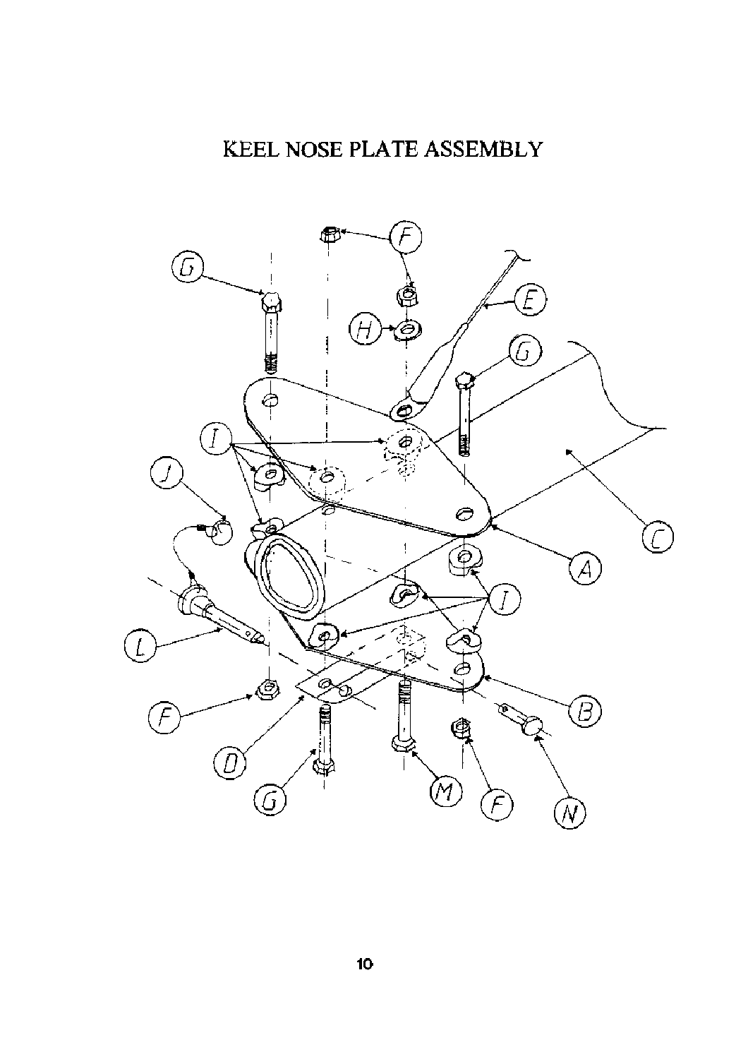# KEEL NOSE PLATE ASSEMBLY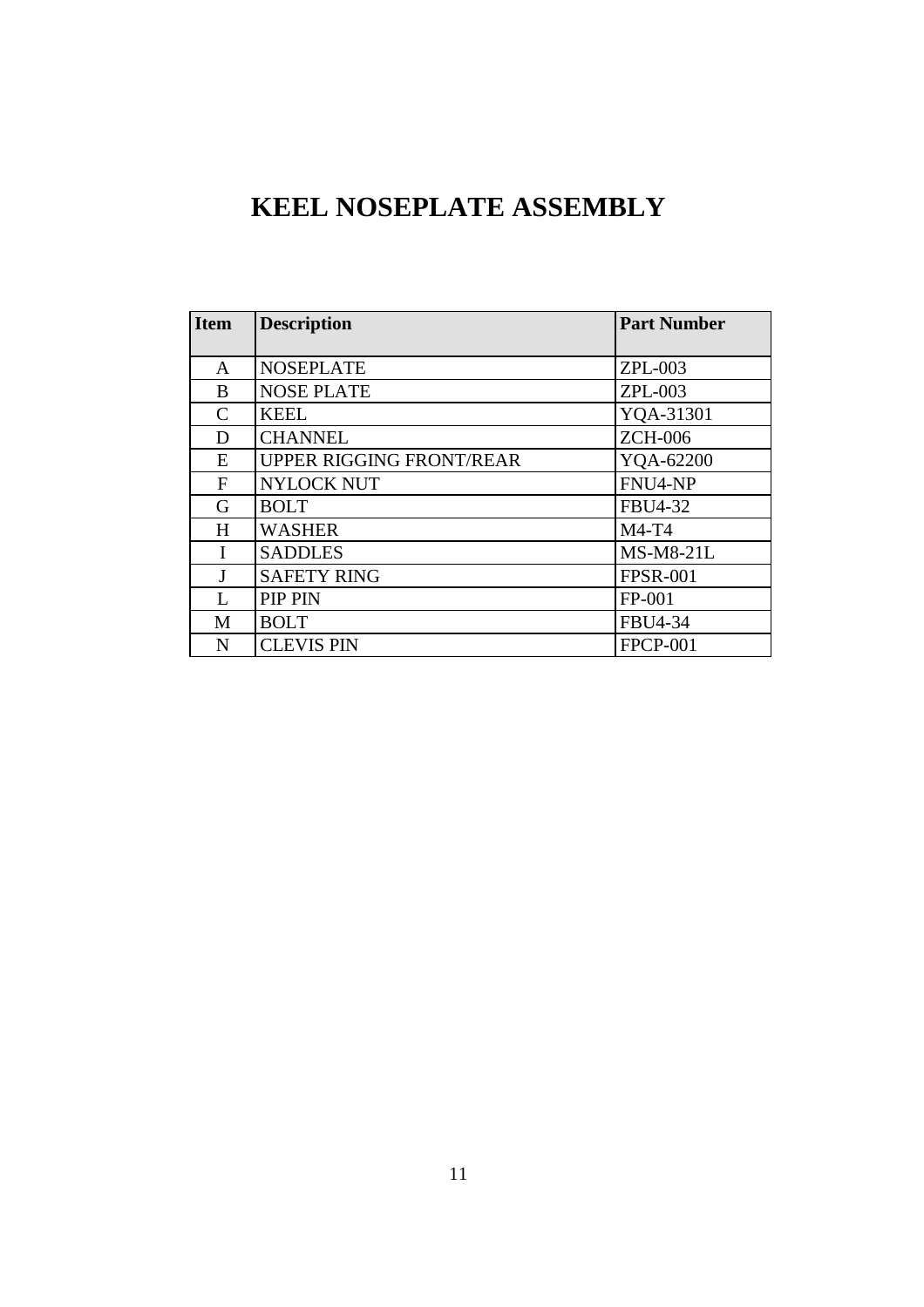# KEEL NOSEPLATE ASSEMBLY

| Item | Description | Part Number |
|---|---|---|
| A | NOSEPLATE | ZPL-003 |
| B | NOSE PLATE | ZPL-003 |
| C | KEEL | YQA-31301 |
| D | CHANNEL | ZCH-006 |
| E | UPPER RIGGING FRONT/REAR | YQA-62200 |
| F | NYLOCK NUT | FNU4-NP |
| G | BOLT | FBU4-32 |
| H | WASHER | M4-T4 |
| I | SADDLES | MS-M8-21L |
| J | SAFETY RING | FPSR-001 |
| L | PIP PIN | FP-001 |
| M | BOLT | FBU4-34 |
| N | CLEVIS PIN | FPCP-001 |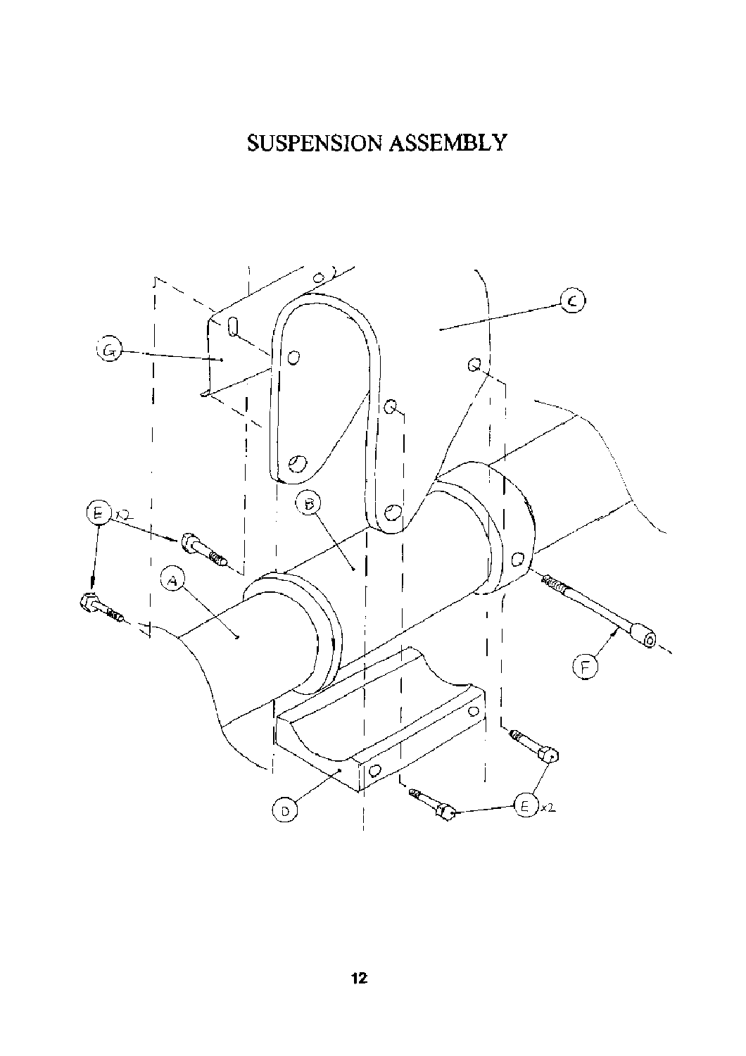# SUSPENSION ASSEMBLY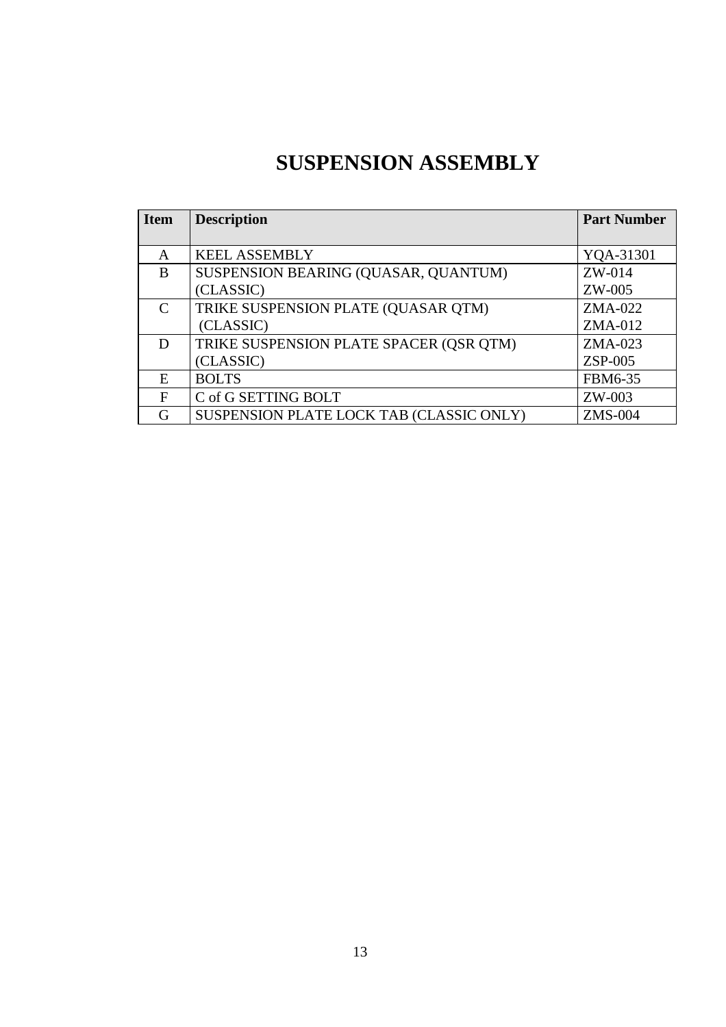# SUSPENSION ASSEMBLY

| Item | Description | Part Number |
|---|---|---|
| A | KEEL ASSEMBLY | YQA-31301 |
| B | SUSPENSION BEARING (QUASAR, QUANTUM)<br>(CLASSIC) | ZW-014<br>ZW-005 |
| C | TRIKE SUSPENSION PLATE (QUASAR QTM)<br>(CLASSIC) | ZMA-022<br>ZMA-012 |
| D | TRIKE SUSPENSION PLATE SPACER (QSR QTM)<br>(CLASSIC) | ZMA-023<br>ZSP-005 |
| E | BOLTS | FBM6-35 |
| F | C of G SETTING BOLT | ZW-003 |
| G | SUSPENSION PLATE LOCK TAB (CLASSIC ONLY) | ZMS-004 |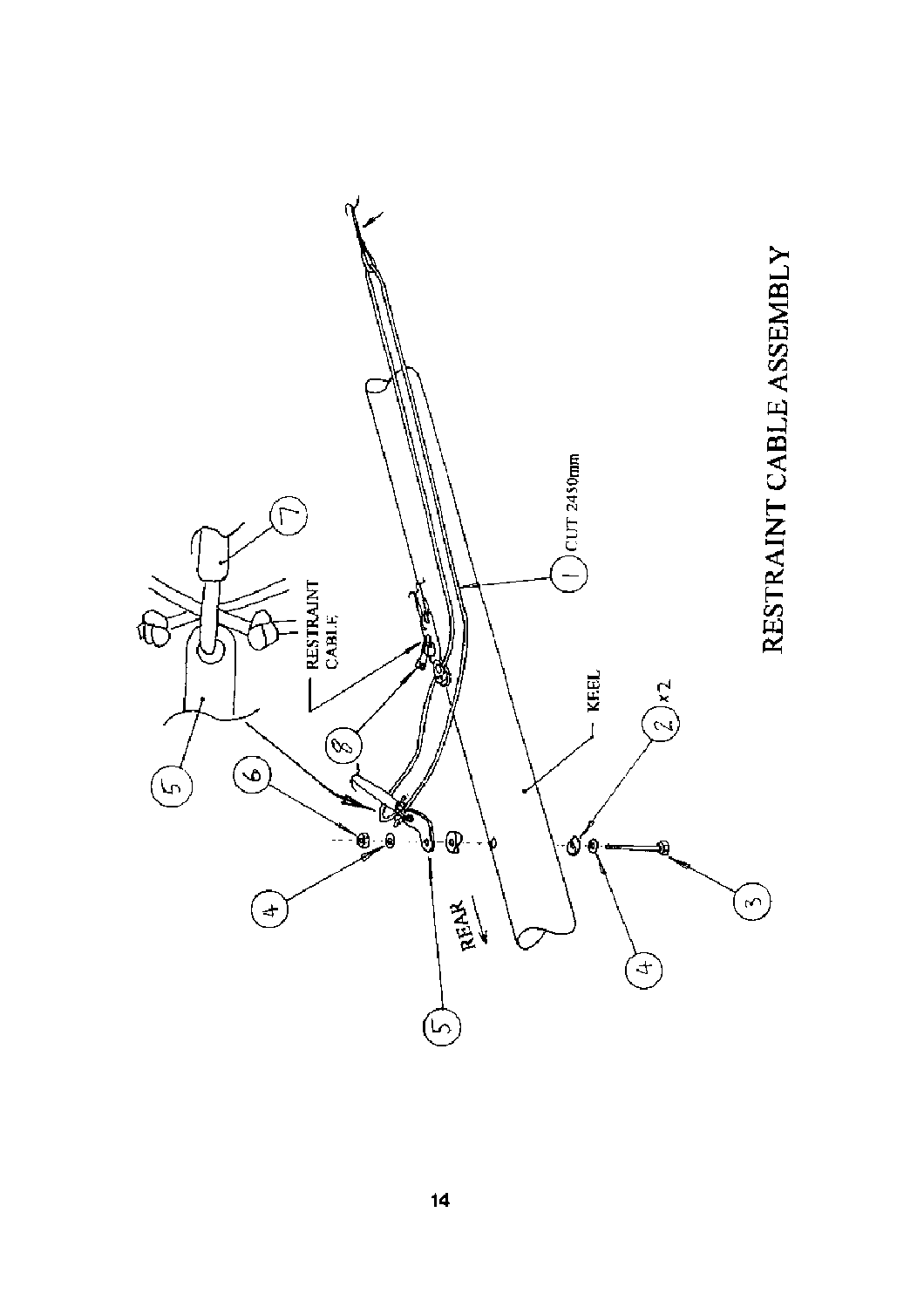# RESTRAINT CABLE ASSEMBLY

RESTRAINT CABLE

CUT 2450mm

KEEL

REAR

x2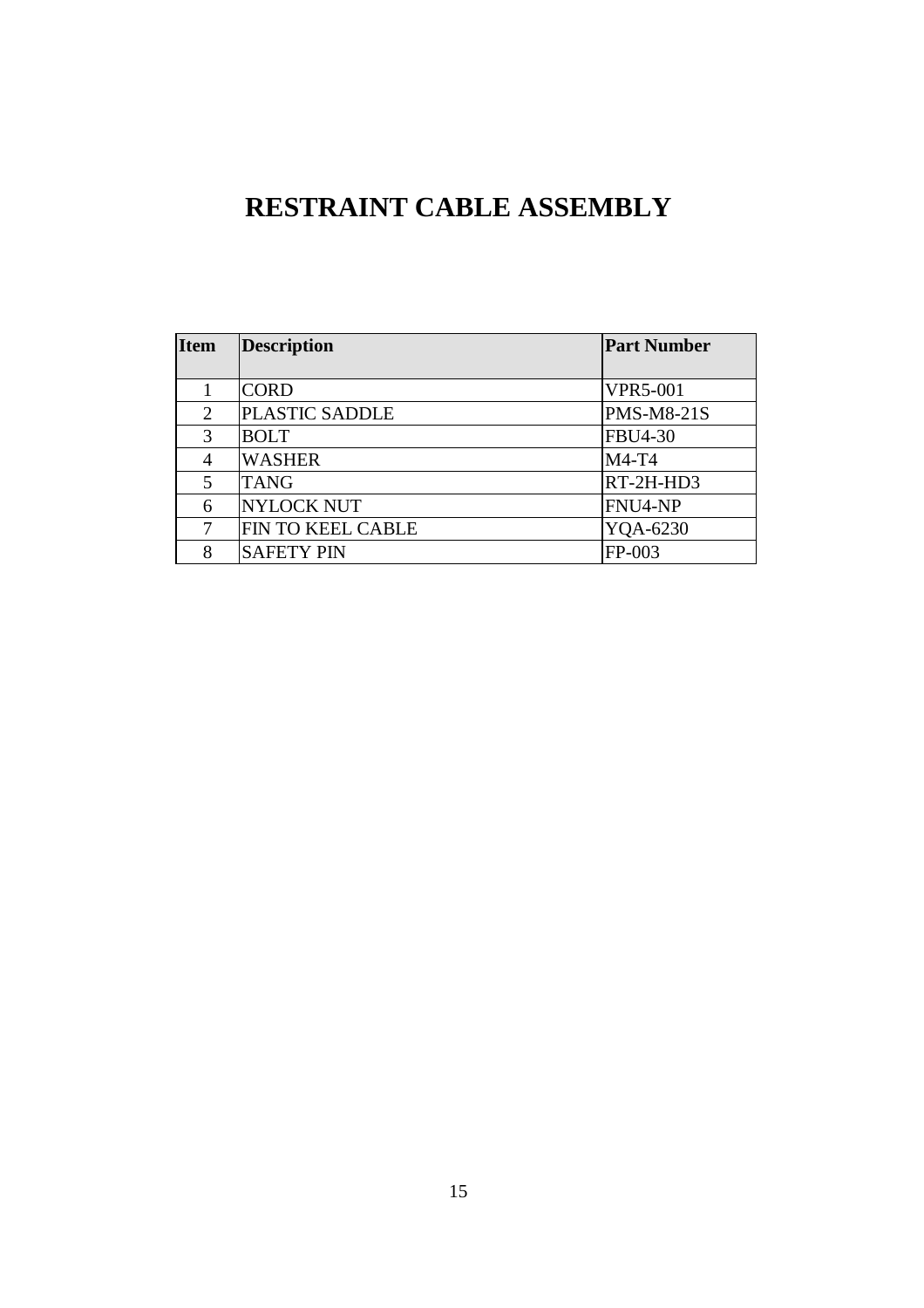# RESTRAINT CABLE ASSEMBLY

| Item | Description | Part Number |
|---|---|---|
| 1 | CORD | VPR5-001 |
| 2 | PLASTIC SADDLE | PMS-M8-21S |
| 3 | BOLT | FBU4-30 |
| 4 | WASHER | M4-T4 |
| 5 | TANG | RT-2H-HD3 |
| 6 | NYLOCK NUT | FNU4-NP |
| 7 | FIN TO KEEL CABLE | YQA-6230 |
| 8 | SAFETY PIN | FP-003 |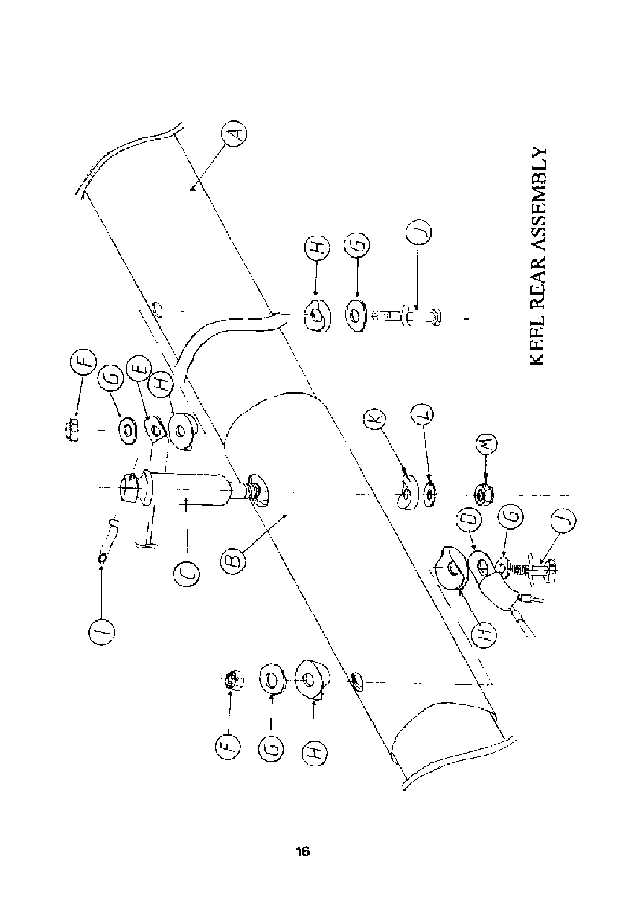# KEEL REAR ASSEMBLY

A

B

C

D

E

F

G

H

I

J

K

L

M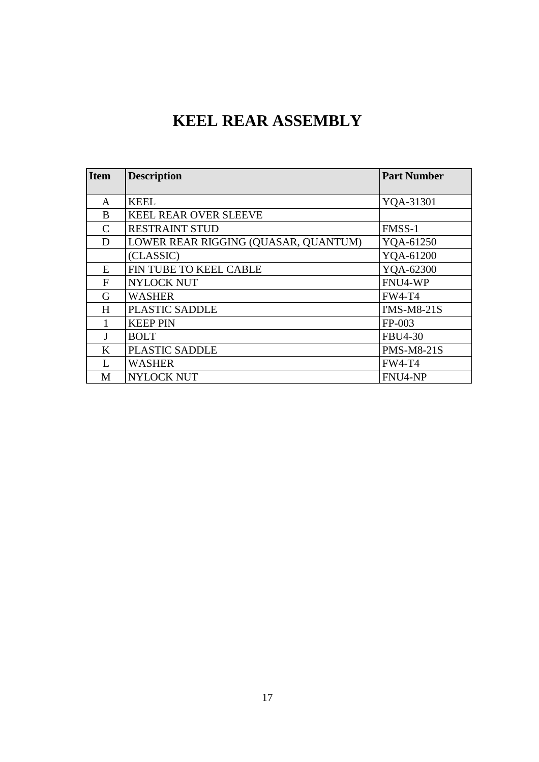# KEEL REAR ASSEMBLY

| Item | Description | Part Number |
|---|---|---|
| A | KEEL | YQA-31301 |
| B | KEEL REAR OVER SLEEVE | |
| C | RESTRAINT STUD | FMSS-1 |
| D | LOWER REAR RIGGING (QUASAR, QUANTUM) | YQA-61250 |
| | (CLASSIC) | YQA-61200 |
| E | FIN TUBE TO KEEL CABLE | YQA-62300 |
| F | NYLOCK NUT | FNU4-WP |
| G | WASHER | FW4-T4 |
| H | PLASTIC SADDLE | I'MS-M8-21S |
| 1 | KEEP PIN | FP-003 |
| J | BOLT | FBU4-30 |
| K | PLASTIC SADDLE | PMS-M8-21S |
| L | WASHER | FW4-T4 |
| M | NYLOCK NUT | FNU4-NP |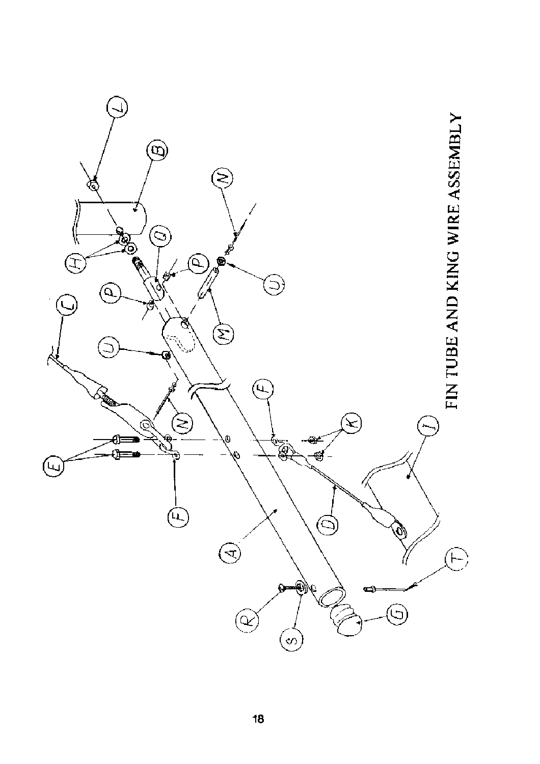FIN TUBE AND KING WIRE ASSEMBLY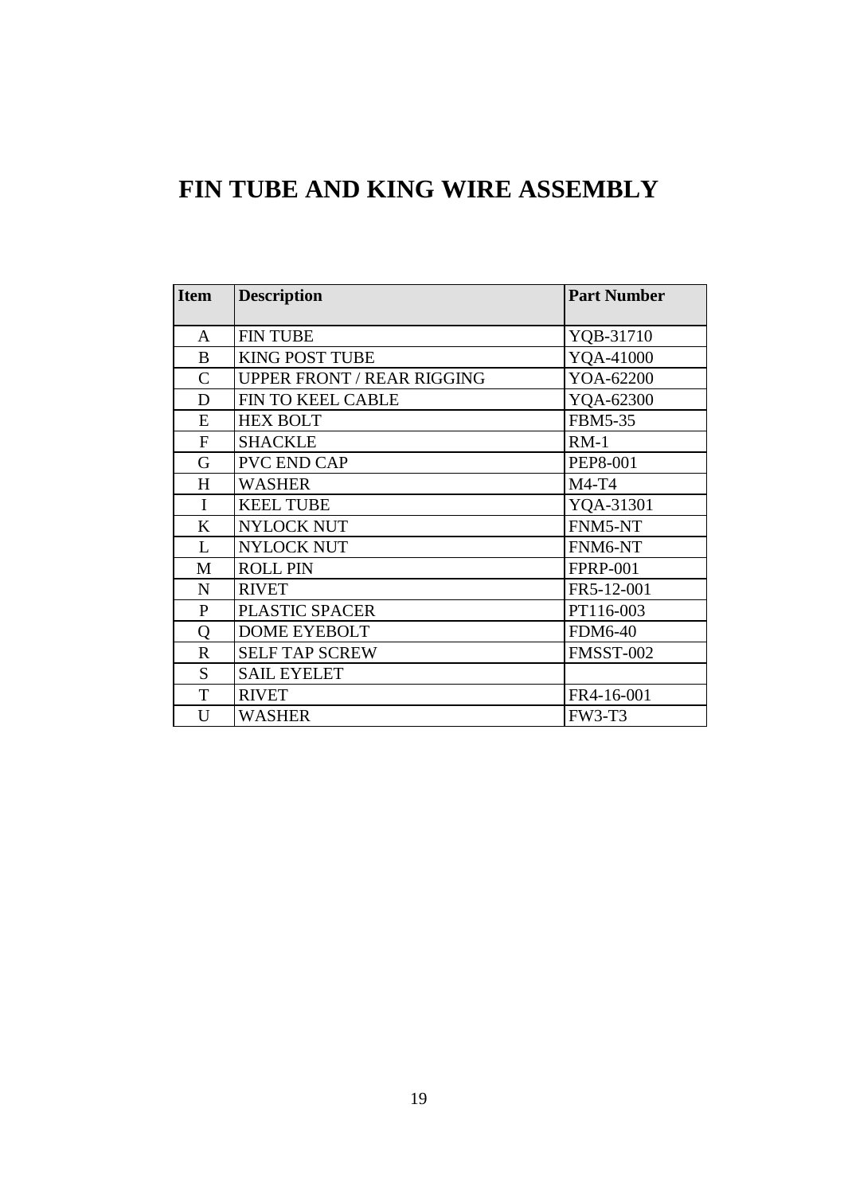# FIN TUBE AND KING WIRE ASSEMBLY

| Item | Description | Part Number |
|---|---|---|
| A | FIN TUBE | YQB-31710 |
| B | KING POST TUBE | YQA-41000 |
| C | UPPER FRONT / REAR RIGGING | YOA-62200 |
| D | FIN TO KEEL CABLE | YQA-62300 |
| E | HEX BOLT | FBM5-35 |
| F | SHACKLE | RM-1 |
| G | PVC END CAP | PEP8-001 |
| H | WASHER | M4-T4 |
| I | KEEL TUBE | YQA-31301 |
| K | NYLOCK NUT | FNM5-NT |
| L | NYLOCK NUT | FNM6-NT |
| M | ROLL PIN | FPRP-001 |
| N | RIVET | FR5-12-001 |
| P | PLASTIC SPACER | PT116-003 |
| Q | DOME EYEBOLT | FDM6-40 |
| R | SELF TAP SCREW | FMSST-002 |
| S | SAIL EYELET | |
| T | RIVET | FR4-16-001 |
| U | WASHER | FW3-T3 |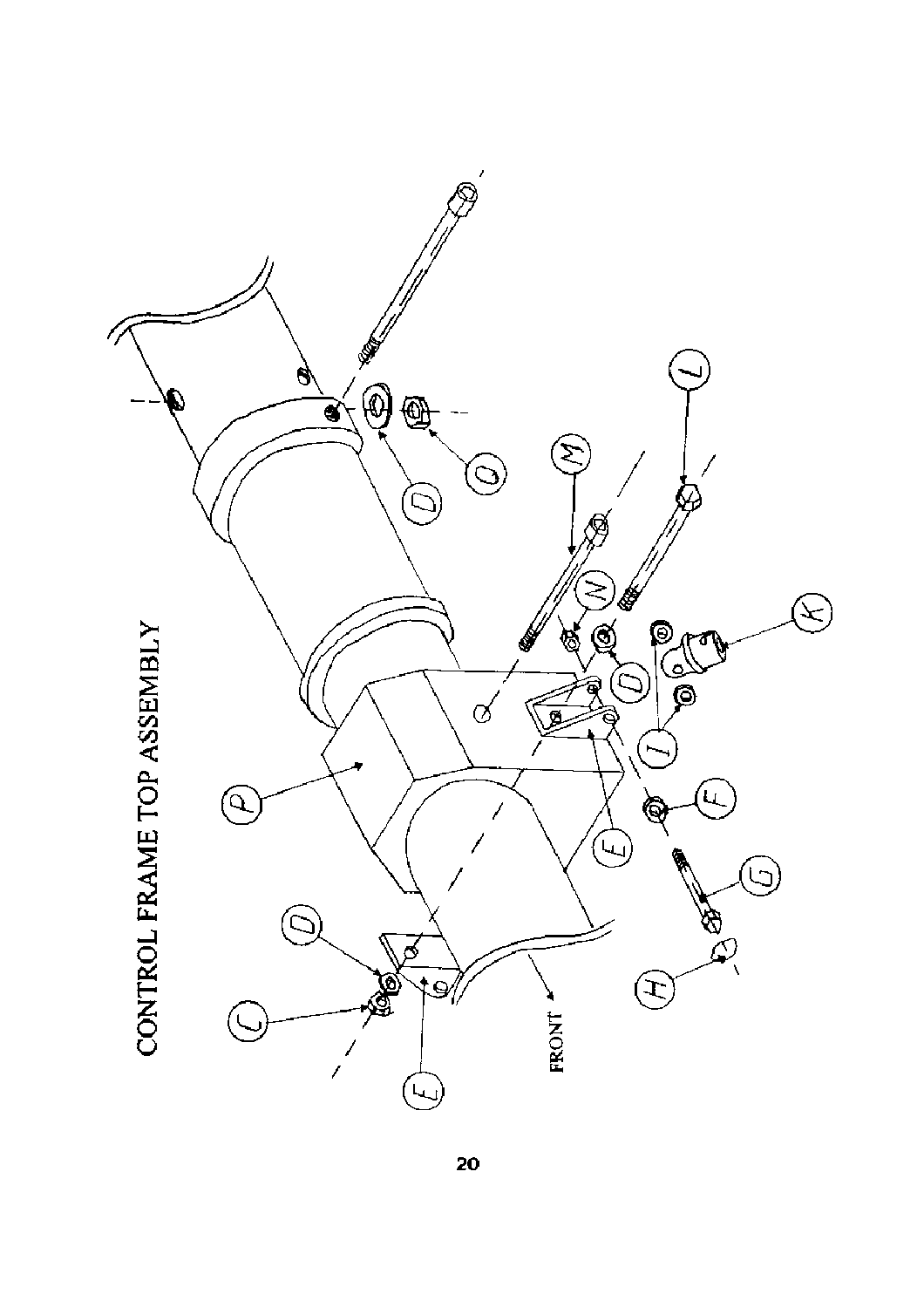# CONTROL FRAME TOP ASSEMBLY

FRONT

P

D

O

M

L

N

D

K

I

I

E

F

G

H

D

C

E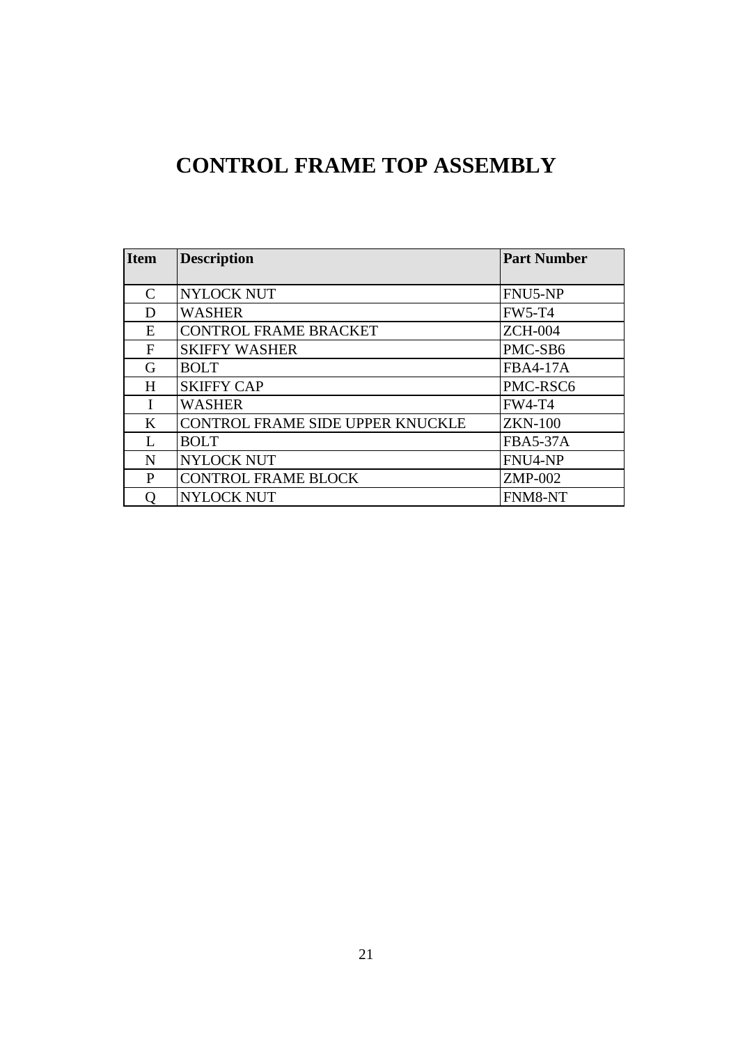# CONTROL FRAME TOP ASSEMBLY

| Item | Description | Part Number |
|---|---|---|
| C | NYLOCK NUT | FNU5-NP |
| D | WASHER | FW5-T4 |
| E | CONTROL FRAME BRACKET | ZCH-004 |
| F | SKIFFY WASHER | PMC-SB6 |
| G | BOLT | FBA4-17A |
| H | SKIFFY CAP | PMC-RSC6 |
| I | WASHER | FW4-T4 |
| K | CONTROL FRAME SIDE UPPER KNUCKLE | ZKN-100 |
| L | BOLT | FBA5-37A |
| N | NYLOCK NUT | FNU4-NP |
| P | CONTROL FRAME BLOCK | ZMP-002 |
| Q | NYLOCK NUT | FNM8-NT |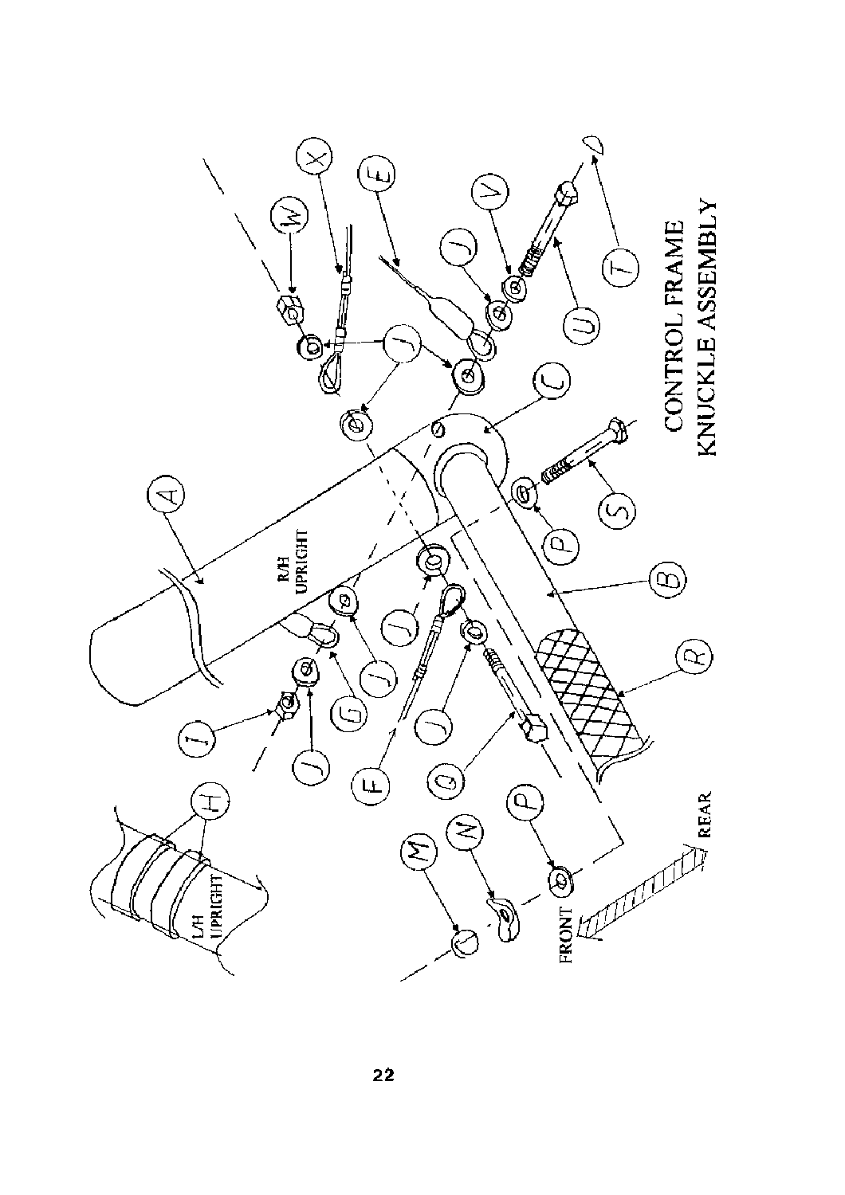# CONTROL FRAME KNUCKLE ASSEMBLY

R/H UPRIGHT

L/H UPRIGHT

FRONT

REAR

A B C E F G H I J M N P Q R S T U V W X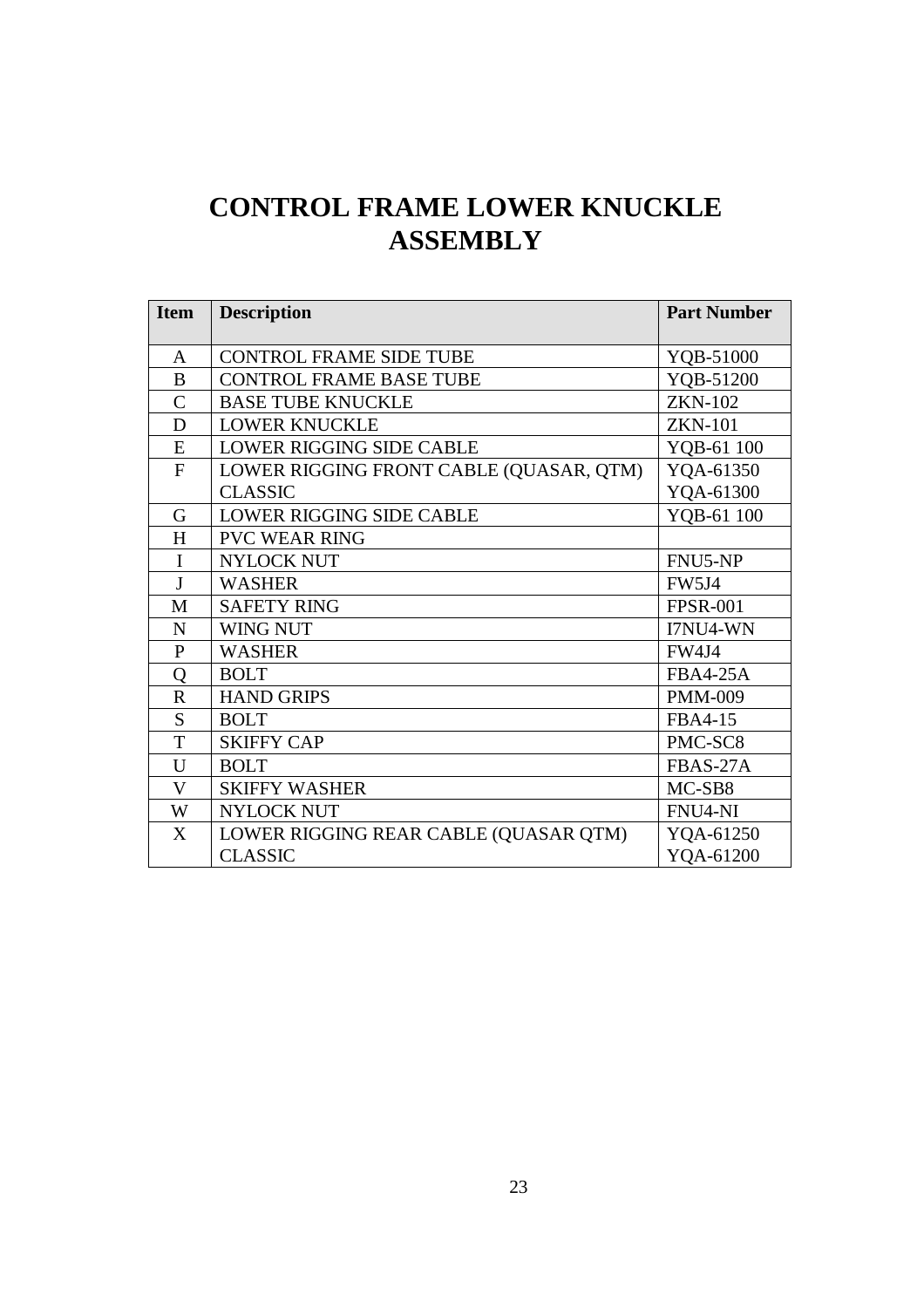# CONTROL FRAME LOWER KNUCKLE ASSEMBLY

| Item | Description | Part Number |
|---|---|---|
| A | CONTROL FRAME SIDE TUBE | YQB-51000 |
| B | CONTROL FRAME BASE TUBE | YQB-51200 |
| C | BASE TUBE KNUCKLE | ZKN-102 |
| D | LOWER KNUCKLE | ZKN-101 |
| E | LOWER RIGGING SIDE CABLE | YQB-61 100 |
| F | LOWER RIGGING FRONT CABLE (QUASAR, QTM)<br>CLASSIC | YQA-61350<br>YQA-61300 |
| G | LOWER RIGGING SIDE CABLE | YQB-61 100 |
| H | PVC WEAR RING | |
| I | NYLOCK NUT | FNU5-NP |
| J | WASHER | FW5J4 |
| M | SAFETY RING | FPSR-001 |
| N | WING NUT | I7NU4-WN |
| P | WASHER | FW4J4 |
| Q | BOLT | FBA4-25A |
| R | HAND GRIPS | PMM-009 |
| S | BOLT | FBA4-15 |
| T | SKIFFY CAP | PMC-SC8 |
| U | BOLT | FBAS-27A |
| V | SKIFFY WASHER | MC-SB8 |
| W | NYLOCK NUT | FNU4-NI |
| X | LOWER RIGGING REAR CABLE (QUASAR QTM)<br>CLASSIC | YQA-61250<br>YQA-61200 |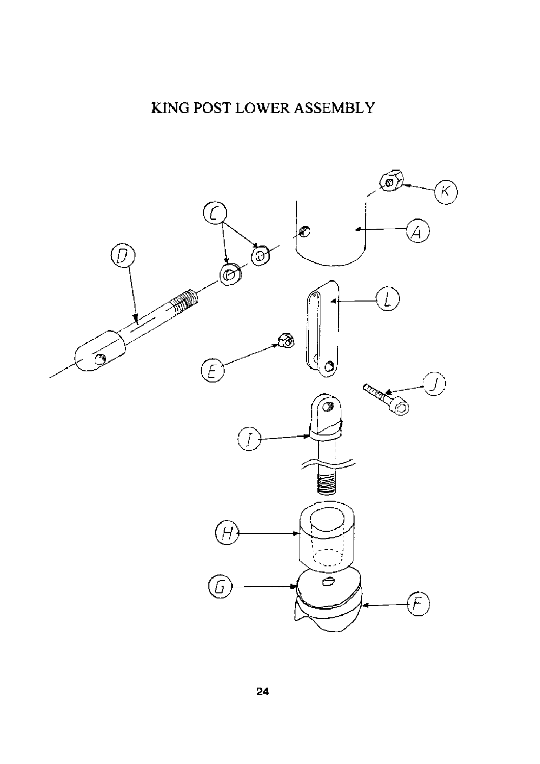# KING POST LOWER ASSEMBLY

A

B

C

D

E

F

G

H

I

J

K

L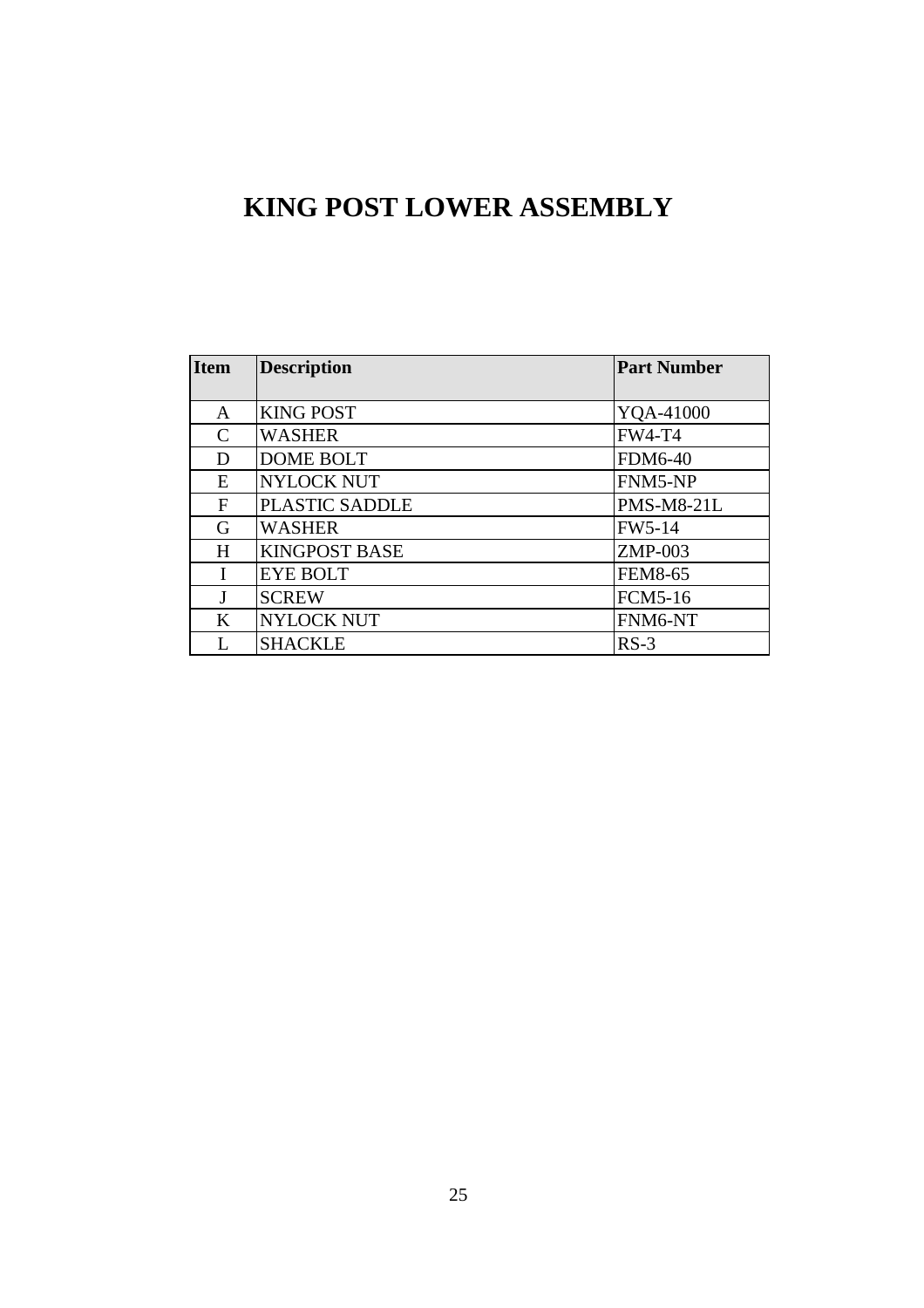# KING POST LOWER ASSEMBLY

| Item | Description | Part Number |
| --- | --- | --- |
| A | KING POST | YQA-41000 |
| C | WASHER | FW4-T4 |
| D | DOME BOLT | FDM6-40 |
| E | NYLOCK NUT | FNM5-NP |
| F | PLASTIC SADDLE | PMS-M8-21L |
| G | WASHER | FW5-14 |
| H | KINGPOST BASE | ZMP-003 |
| I | EYE BOLT | FEM8-65 |
| J | SCREW | FCM5-16 |
| K | NYLOCK NUT | FNM6-NT |
| L | SHACKLE | RS-3 |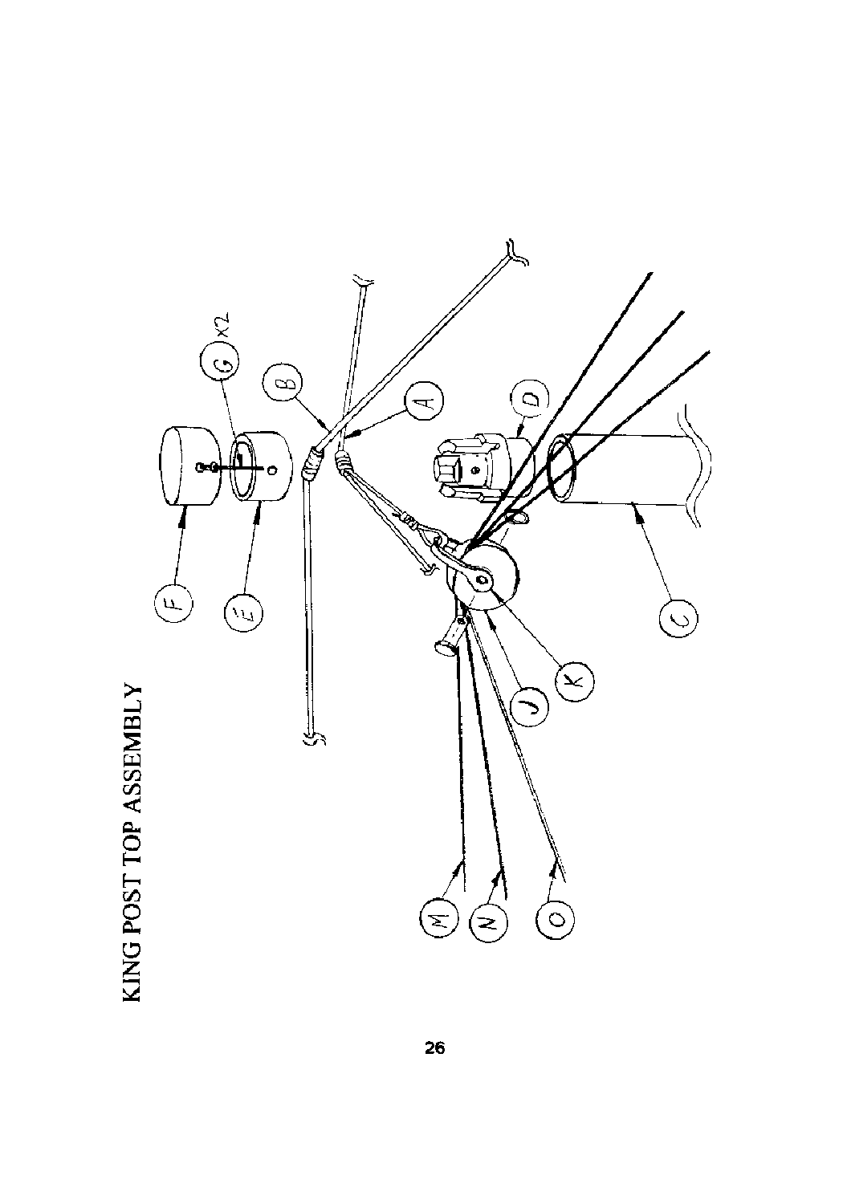# KING POST TOP ASSEMBLY

F

E

G x2

B

A

D

C

K

J

M

N

O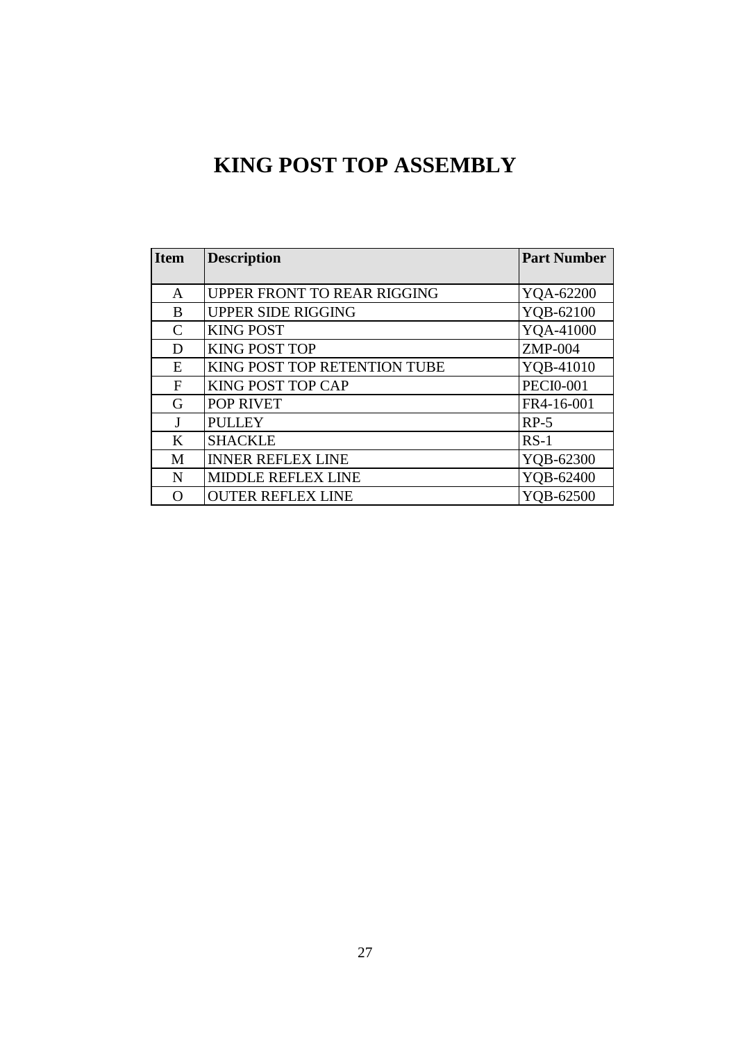# KING POST TOP ASSEMBLY

| Item | Description | Part Number |
|---|---|---|
| A | UPPER FRONT TO REAR RIGGING | YQA-62200 |
| B | UPPER SIDE RIGGING | YQB-62100 |
| C | KING POST | YQA-41000 |
| D | KING POST TOP | ZMP-004 |
| E | KING POST TOP RETENTION TUBE | YQB-41010 |
| F | KING POST TOP CAP | PECI0-001 |
| G | POP RIVET | FR4-16-001 |
| J | PULLEY | RP-5 |
| K | SHACKLE | RS-1 |
| M | INNER REFLEX LINE | YQB-62300 |
| N | MIDDLE REFLEX LINE | YQB-62400 |
| O | OUTER REFLEX LINE | YQB-62500 |